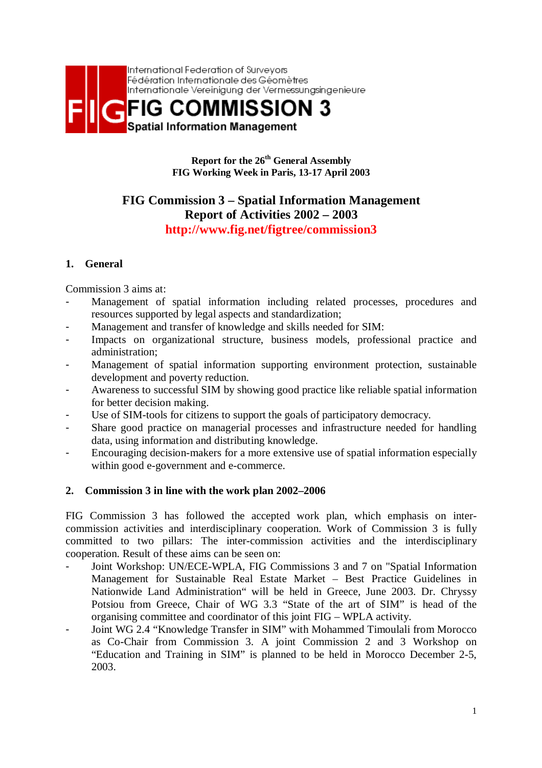International Federation of Surveyors
Fédération Internationale des Géomètres
Internationale Vereinigung der Vermessungsingenieure

# FIG COMMISSION 3

**Spatial Information Management**

**Report for the 26th General Assembly**
**FIG Working Week in Paris, 13-17 April 2003**

## FIG Commission 3 – Spatial Information Management
## Report of Activities 2002 – 2003

**http://www.fig.net/figtree/commission3**

### 1. General

Commission 3 aims at:

- Management of spatial information including related processes, procedures and resources supported by legal aspects and standardization;
- Management and transfer of knowledge and skills needed for SIM:
- Impacts on organizational structure, business models, professional practice and administration;
- Management of spatial information supporting environment protection, sustainable development and poverty reduction.
- Awareness to successful SIM by showing good practice like reliable spatial information for better decision making.
- Use of SIM-tools for citizens to support the goals of participatory democracy.
- Share good practice on managerial processes and infrastructure needed for handling data, using information and distributing knowledge.
- Encouraging decision-makers for a more extensive use of spatial information especially within good e-government and e-commerce.

### 2. Commission 3 in line with the work plan 2002–2006

FIG Commission 3 has followed the accepted work plan, which emphasis on inter-commission activities and interdisciplinary cooperation. Work of Commission 3 is fully committed to two pillars: The inter-commission activities and the interdisciplinary cooperation. Result of these aims can be seen on:

- Joint Workshop: UN/ECE-WPLA, FIG Commissions 3 and 7 on "Spatial Information Management for Sustainable Real Estate Market – Best Practice Guidelines in Nationwide Land Administration“ will be held in Greece, June 2003. Dr. Chryssy Potsiou from Greece, Chair of WG 3.3 “State of the art of SIM” is head of the organising committee and coordinator of this joint FIG – WPLA activity.
- Joint WG 2.4 “Knowledge Transfer in SIM” with Mohammed Timoulali from Morocco as Co-Chair from Commission 3. A joint Commission 2 and 3 Workshop on “Education and Training in SIM” is planned to be held in Morocco December 2-5, 2003.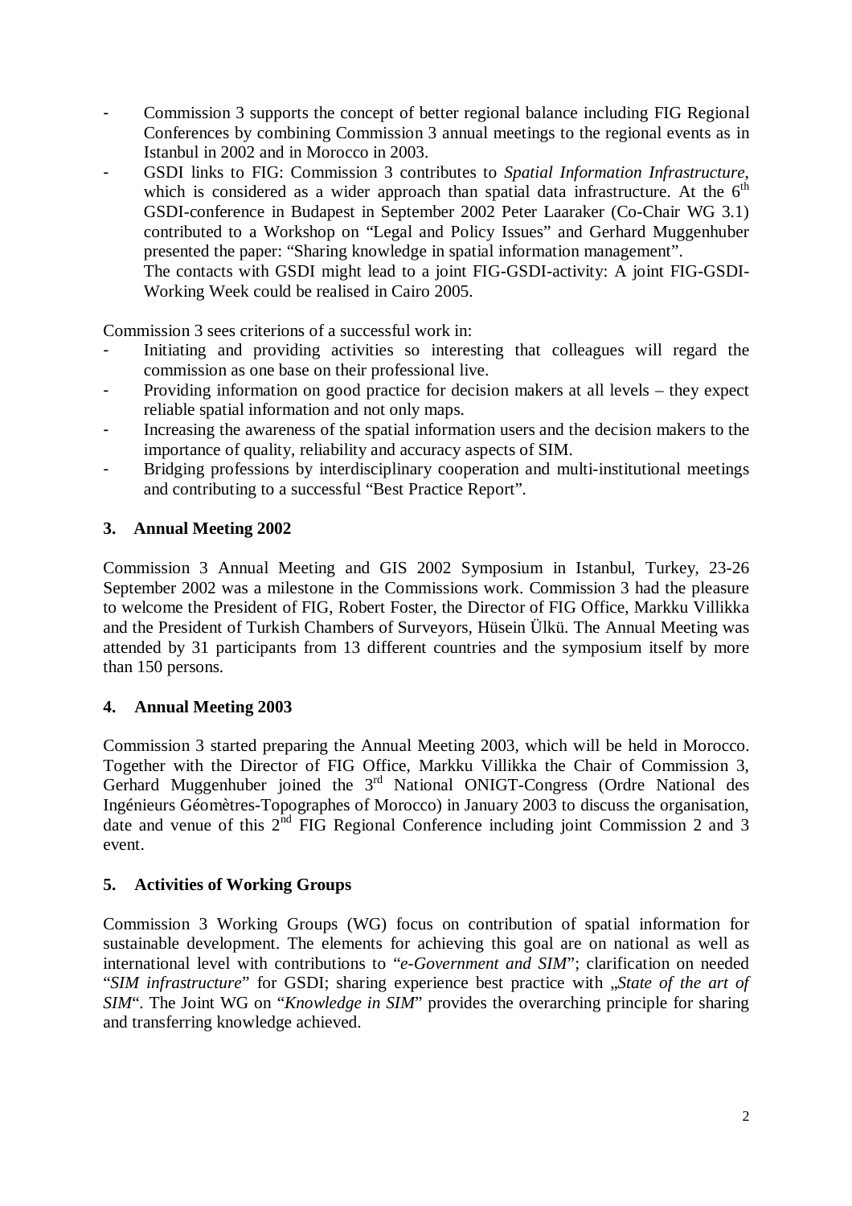- Commission 3 supports the concept of better regional balance including FIG Regional Conferences by combining Commission 3 annual meetings to the regional events as in Istanbul in 2002 and in Morocco in 2003.
- GSDI links to FIG: Commission 3 contributes to *Spatial Information Infrastructure*, which is considered as a wider approach than spatial data infrastructure. At the 6th GSDI-conference in Budapest in September 2002 Peter Laaraker (Co-Chair WG 3.1) contributed to a Workshop on "Legal and Policy Issues" and Gerhard Muggenhuber presented the paper: "Sharing knowledge in spatial information management".
  The contacts with GSDI might lead to a joint FIG-GSDI-activity: A joint FIG-GSDI-Working Week could be realised in Cairo 2005.

Commission 3 sees criterions of a successful work in:

- Initiating and providing activities so interesting that colleagues will regard the commission as one base on their professional live.
- Providing information on good practice for decision makers at all levels – they expect reliable spatial information and not only maps.
- Increasing the awareness of the spatial information users and the decision makers to the importance of quality, reliability and accuracy aspects of SIM.
- Bridging professions by interdisciplinary cooperation and multi-institutional meetings and contributing to a successful "Best Practice Report".

## 3. Annual Meeting 2002

Commission 3 Annual Meeting and GIS 2002 Symposium in Istanbul, Turkey, 23-26 September 2002 was a milestone in the Commissions work. Commission 3 had the pleasure to welcome the President of FIG, Robert Foster, the Director of FIG Office, Markku Villikka and the President of Turkish Chambers of Surveyors, Hüsein Ülkü. The Annual Meeting was attended by 31 participants from 13 different countries and the symposium itself by more than 150 persons.

## 4. Annual Meeting 2003

Commission 3 started preparing the Annual Meeting 2003, which will be held in Morocco. Together with the Director of FIG Office, Markku Villikka the Chair of Commission 3, Gerhard Muggenhuber joined the 3rd National ONIGT-Congress (Ordre National des Ingénieurs Géomètres-Topographes of Morocco) in January 2003 to discuss the organisation, date and venue of this 2nd FIG Regional Conference including joint Commission 2 and 3 event.

## 5. Activities of Working Groups

Commission 3 Working Groups (WG) focus on contribution of spatial information for sustainable development. The elements for achieving this goal are on national as well as international level with contributions to "*e-Government and SIM*"; clarification on needed "*SIM infrastructure*" for GSDI; sharing experience best practice with „*State of the art of SIM*". The Joint WG on "*Knowledge in SIM*" provides the overarching principle for sharing and transferring knowledge achieved.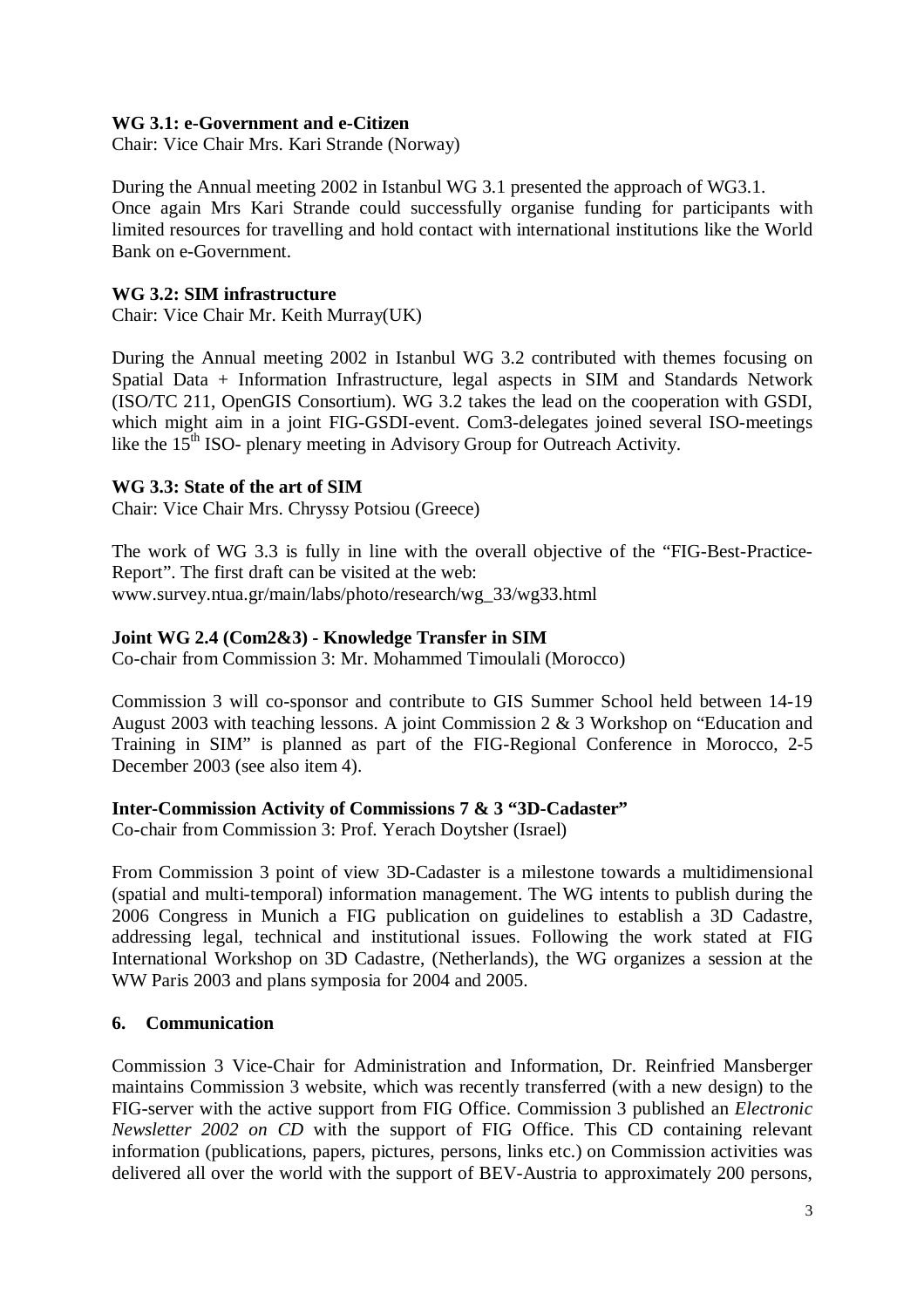**WG 3.1: e-Government and e-Citizen**

Chair: Vice Chair Mrs. Kari Strande (Norway)

During the Annual meeting 2002 in Istanbul WG 3.1 presented the approach of WG3.1. Once again Mrs Kari Strande could successfully organise funding for participants with limited resources for travelling and hold contact with international institutions like the World Bank on e-Government.

**WG 3.2: SIM infrastructure**

Chair: Vice Chair Mr. Keith Murray(UK)

During the Annual meeting 2002 in Istanbul WG 3.2 contributed with themes focusing on Spatial Data + Information Infrastructure, legal aspects in SIM and Standards Network (ISO/TC 211, OpenGIS Consortium). WG 3.2 takes the lead on the cooperation with GSDI, which might aim in a joint FIG-GSDI-event. Com3-delegates joined several ISO-meetings like the 15th ISO- plenary meeting in Advisory Group for Outreach Activity.

**WG 3.3: State of the art of SIM**

Chair: Vice Chair Mrs. Chryssy Potsiou (Greece)

The work of WG 3.3 is fully in line with the overall objective of the "FIG-Best-Practice-Report". The first draft can be visited at the web:
www.survey.ntua.gr/main/labs/photo/research/wg_33/wg33.html

**Joint WG 2.4 (Com2&3) - Knowledge Transfer in SIM**

Co-chair from Commission 3: Mr. Mohammed Timoulali (Morocco)

Commission 3 will co-sponsor and contribute to GIS Summer School held between 14-19 August 2003 with teaching lessons. A joint Commission 2 & 3 Workshop on "Education and Training in SIM" is planned as part of the FIG-Regional Conference in Morocco, 2-5 December 2003 (see also item 4).

**Inter-Commission Activity of Commissions 7 & 3 "3D-Cadaster"**

Co-chair from Commission 3: Prof. Yerach Doytsher (Israel)

From Commission 3 point of view 3D-Cadaster is a milestone towards a multidimensional (spatial and multi-temporal) information management. The WG intents to publish during the 2006 Congress in Munich a FIG publication on guidelines to establish a 3D Cadastre, addressing legal, technical and institutional issues. Following the work stated at FIG International Workshop on 3D Cadastre, (Netherlands), the WG organizes a session at the WW Paris 2003 and plans symposia for 2004 and 2005.

## 6. Communication

Commission 3 Vice-Chair for Administration and Information, Dr. Reinfried Mansberger maintains Commission 3 website, which was recently transferred (with a new design) to the FIG-server with the active support from FIG Office. Commission 3 published an *Electronic Newsletter 2002 on CD* with the support of FIG Office. This CD containing relevant information (publications, papers, pictures, persons, links etc.) on Commission activities was delivered all over the world with the support of BEV-Austria to approximately 200 persons,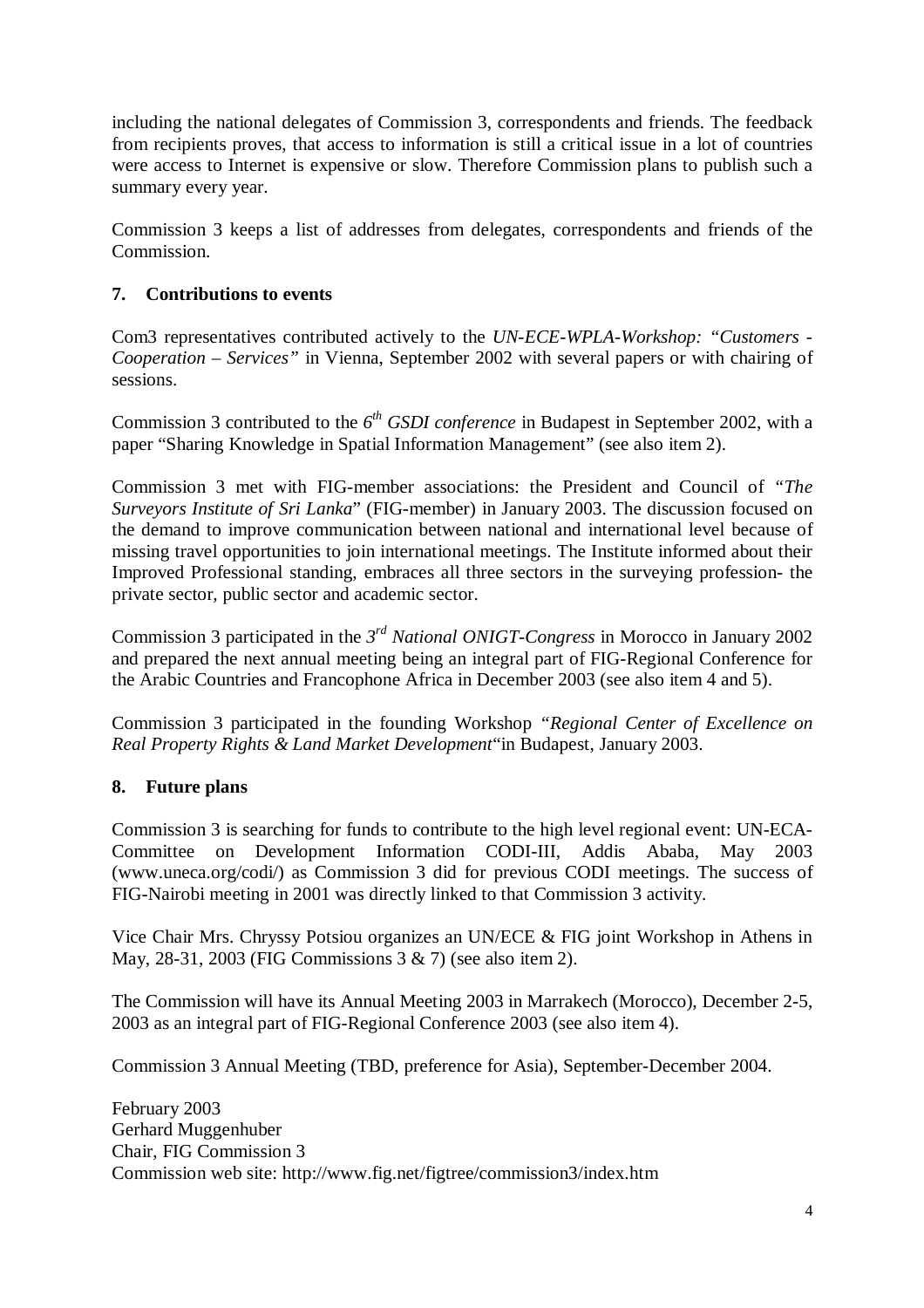including the national delegates of Commission 3, correspondents and friends. The feedback from recipients proves, that access to information is still a critical issue in a lot of countries were access to Internet is expensive or slow. Therefore Commission plans to publish such a summary every year.

Commission 3 keeps a list of addresses from delegates, correspondents and friends of the Commission.

## 7. Contributions to events

Com3 representatives contributed actively to the *UN-ECE-WPLA-Workshop: "Customers - Cooperation – Services"* in Vienna, September 2002 with several papers or with chairing of sessions.

Commission 3 contributed to the *6th GSDI conference* in Budapest in September 2002, with a paper "Sharing Knowledge in Spatial Information Management" (see also item 2).

Commission 3 met with FIG-member associations: the President and Council of "*The Surveyors Institute of Sri Lanka*" (FIG-member) in January 2003. The discussion focused on the demand to improve communication between national and international level because of missing travel opportunities to join international meetings. The Institute informed about their Improved Professional standing, embraces all three sectors in the surveying profession- the private sector, public sector and academic sector.

Commission 3 participated in the *3rd National ONIGT-Congress* in Morocco in January 2002 and prepared the next annual meeting being an integral part of FIG-Regional Conference for the Arabic Countries and Francophone Africa in December 2003 (see also item 4 and 5).

Commission 3 participated in the founding Workshop *"Regional Center of Excellence on Real Property Rights & Land Market Development"*in Budapest, January 2003.

## 8. Future plans

Commission 3 is searching for funds to contribute to the high level regional event: UN-ECA-Committee on Development Information CODI-III, Addis Ababa, May 2003 (www.uneca.org/codi/) as Commission 3 did for previous CODI meetings. The success of FIG-Nairobi meeting in 2001 was directly linked to that Commission 3 activity.

Vice Chair Mrs. Chryssy Potsiou organizes an UN/ECE & FIG joint Workshop in Athens in May, 28-31, 2003 (FIG Commissions 3 & 7) (see also item 2).

The Commission will have its Annual Meeting 2003 in Marrakech (Morocco), December 2-5, 2003 as an integral part of FIG-Regional Conference 2003 (see also item 4).

Commission 3 Annual Meeting (TBD, preference for Asia), September-December 2004.

February 2003  
Gerhard Muggenhuber  
Chair, FIG Commission 3  
Commission web site: http://www.fig.net/figtree/commission3/index.htm